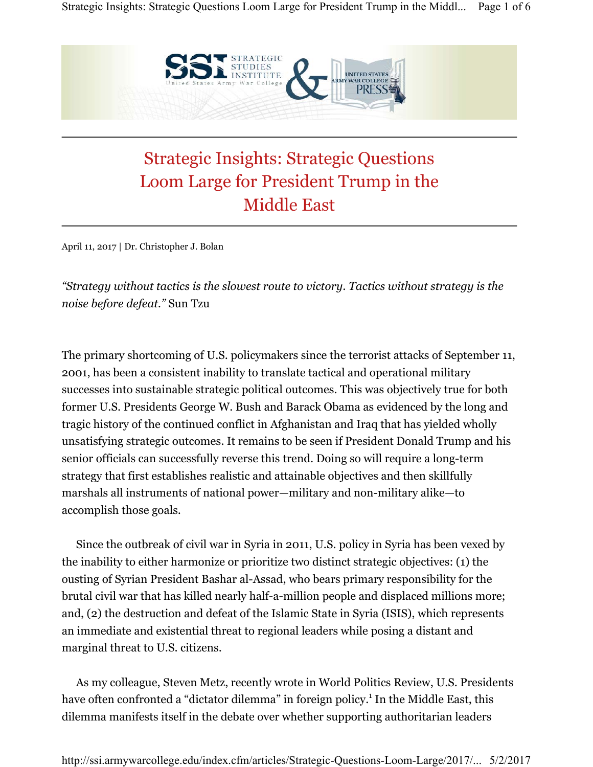# Strategic Insights: Strategic Questions Loom Large for President Trump in the Middle East

April 11, 2017 | Dr. Christopher J. Bolan

*"Strategy without tactics is the slowest route to victory. Tactics without strategy is the noise before defeat."* Sun Tzu

The primary shortcoming of U.S. policymakers since the terrorist attacks of September 11, 2001, has been a consistent inability to translate tactical and operational military successes into sustainable strategic political outcomes. This was objectively true for both former U.S. Presidents George W. Bush and Barack Obama as evidenced by the long and tragic history of the continued conflict in Afghanistan and Iraq that has yielded wholly unsatisfying strategic outcomes. It remains to be seen if President Donald Trump and his senior officials can successfully reverse this trend. Doing so will require a long-term strategy that first establishes realistic and attainable objectives and then skillfully marshals all instruments of national power—military and non-military alike—to accomplish those goals.

Since the outbreak of civil war in Syria in 2011, U.S. policy in Syria has been vexed by the inability to either harmonize or prioritize two distinct strategic objectives: (1) the ousting of Syrian President Bashar al-Assad, who bears primary responsibility for the brutal civil war that has killed nearly half-a-million people and displaced millions more; and, (2) the destruction and defeat of the Islamic State in Syria (ISIS), which represents an immediate and existential threat to regional leaders while posing a distant and marginal threat to U.S. citizens.

As my colleague, Steven Metz, recently wrote in World Politics Review, U.S. Presidents have often confronted a "dictator dilemma" in foreign policy.[1] In the Middle East, this dilemma manifests itself in the debate over whether supporting authoritarian leaders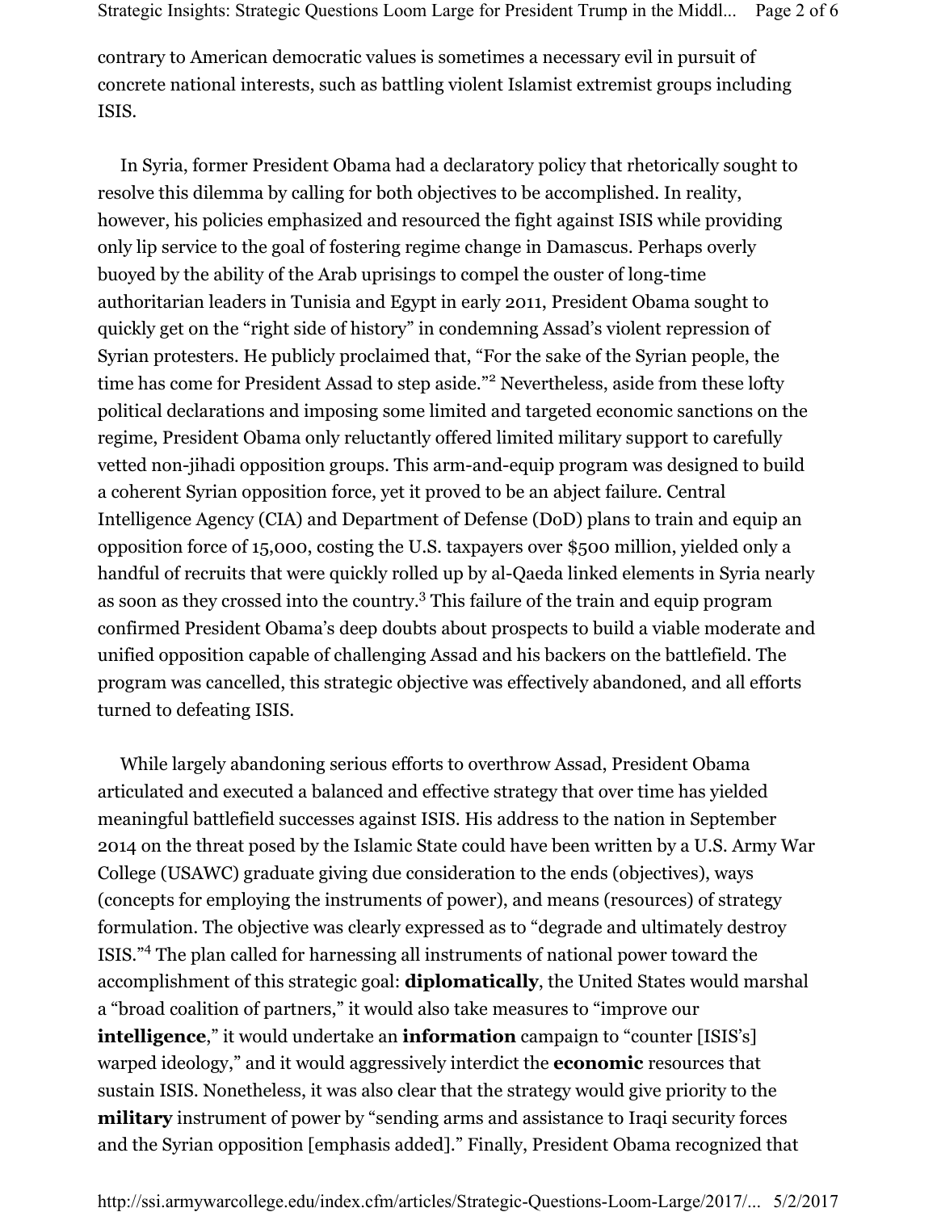contrary to American democratic values is sometimes a necessary evil in pursuit of concrete national interests, such as battling violent Islamist extremist groups including ISIS.

In Syria, former President Obama had a declaratory policy that rhetorically sought to resolve this dilemma by calling for both objectives to be accomplished. In reality, however, his policies emphasized and resourced the fight against ISIS while providing only lip service to the goal of fostering regime change in Damascus. Perhaps overly buoyed by the ability of the Arab uprisings to compel the ouster of long-time authoritarian leaders in Tunisia and Egypt in early 2011, President Obama sought to quickly get on the "right side of history" in condemning Assad's violent repression of Syrian protesters. He publicly proclaimed that, "For the sake of the Syrian people, the time has come for President Assad to step aside."[2] Nevertheless, aside from these lofty political declarations and imposing some limited and targeted economic sanctions on the regime, President Obama only reluctantly offered limited military support to carefully vetted non-jihadi opposition groups. This arm-and-equip program was designed to build a coherent Syrian opposition force, yet it proved to be an abject failure. Central Intelligence Agency (CIA) and Department of Defense (DoD) plans to train and equip an opposition force of 15,000, costing the U.S. taxpayers over $500 million, yielded only a handful of recruits that were quickly rolled up by al-Qaeda linked elements in Syria nearly as soon as they crossed into the country.[3] This failure of the train and equip program confirmed President Obama's deep doubts about prospects to build a viable moderate and unified opposition capable of challenging Assad and his backers on the battlefield. The program was cancelled, this strategic objective was effectively abandoned, and all efforts turned to defeating ISIS.

While largely abandoning serious efforts to overthrow Assad, President Obama articulated and executed a balanced and effective strategy that over time has yielded meaningful battlefield successes against ISIS. His address to the nation in September 2014 on the threat posed by the Islamic State could have been written by a U.S. Army War College (USAWC) graduate giving due consideration to the ends (objectives), ways (concepts for employing the instruments of power), and means (resources) of strategy formulation. The objective was clearly expressed as to "degrade and ultimately destroy ISIS."[4] The plan called for harnessing all instruments of national power toward the accomplishment of this strategic goal: **diplomatically**, the United States would marshal a "broad coalition of partners," it would also take measures to "improve our **intelligence**," it would undertake an **information** campaign to "counter [ISIS's] warped ideology," and it would aggressively interdict the **economic** resources that sustain ISIS. Nonetheless, it was also clear that the strategy would give priority to the **military** instrument of power by "sending arms and assistance to Iraqi security forces and the Syrian opposition [emphasis added]." Finally, President Obama recognized that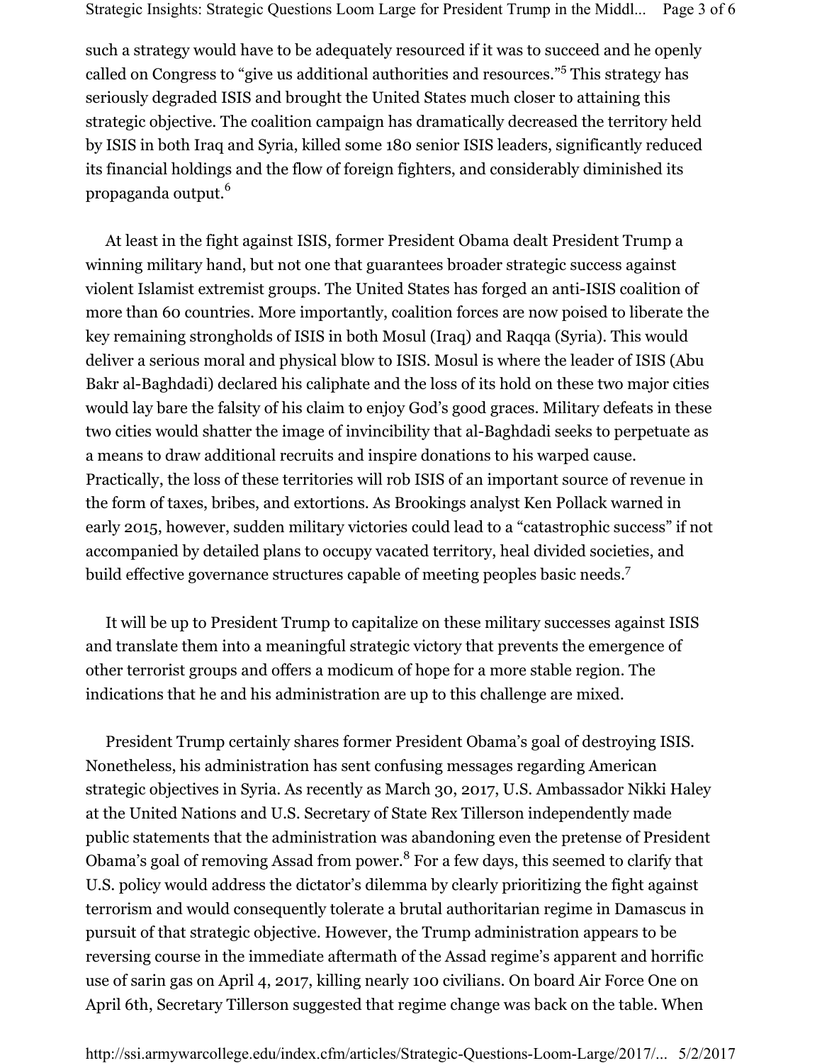such a strategy would have to be adequately resourced if it was to succeed and he openly called on Congress to "give us additional authorities and resources."[5] This strategy has seriously degraded ISIS and brought the United States much closer to attaining this strategic objective. The coalition campaign has dramatically decreased the territory held by ISIS in both Iraq and Syria, killed some 180 senior ISIS leaders, significantly reduced its financial holdings and the flow of foreign fighters, and considerably diminished its propaganda output.[6]

At least in the fight against ISIS, former President Obama dealt President Trump a winning military hand, but not one that guarantees broader strategic success against violent Islamist extremist groups. The United States has forged an anti-ISIS coalition of more than 60 countries. More importantly, coalition forces are now poised to liberate the key remaining strongholds of ISIS in both Mosul (Iraq) and Raqqa (Syria). This would deliver a serious moral and physical blow to ISIS. Mosul is where the leader of ISIS (Abu Bakr al-Baghdadi) declared his caliphate and the loss of its hold on these two major cities would lay bare the falsity of his claim to enjoy God's good graces. Military defeats in these two cities would shatter the image of invincibility that al-Baghdadi seeks to perpetuate as a means to draw additional recruits and inspire donations to his warped cause. Practically, the loss of these territories will rob ISIS of an important source of revenue in the form of taxes, bribes, and extortions. As Brookings analyst Ken Pollack warned in early 2015, however, sudden military victories could lead to a "catastrophic success" if not accompanied by detailed plans to occupy vacated territory, heal divided societies, and build effective governance structures capable of meeting peoples basic needs.[7]

It will be up to President Trump to capitalize on these military successes against ISIS and translate them into a meaningful strategic victory that prevents the emergence of other terrorist groups and offers a modicum of hope for a more stable region. The indications that he and his administration are up to this challenge are mixed.

President Trump certainly shares former President Obama's goal of destroying ISIS. Nonetheless, his administration has sent confusing messages regarding American strategic objectives in Syria. As recently as March 30, 2017, U.S. Ambassador Nikki Haley at the United Nations and U.S. Secretary of State Rex Tillerson independently made public statements that the administration was abandoning even the pretense of President Obama's goal of removing Assad from power.[8] For a few days, this seemed to clarify that U.S. policy would address the dictator's dilemma by clearly prioritizing the fight against terrorism and would consequently tolerate a brutal authoritarian regime in Damascus in pursuit of that strategic objective. However, the Trump administration appears to be reversing course in the immediate aftermath of the Assad regime's apparent and horrific use of sarin gas on April 4, 2017, killing nearly 100 civilians. On board Air Force One on April 6th, Secretary Tillerson suggested that regime change was back on the table. When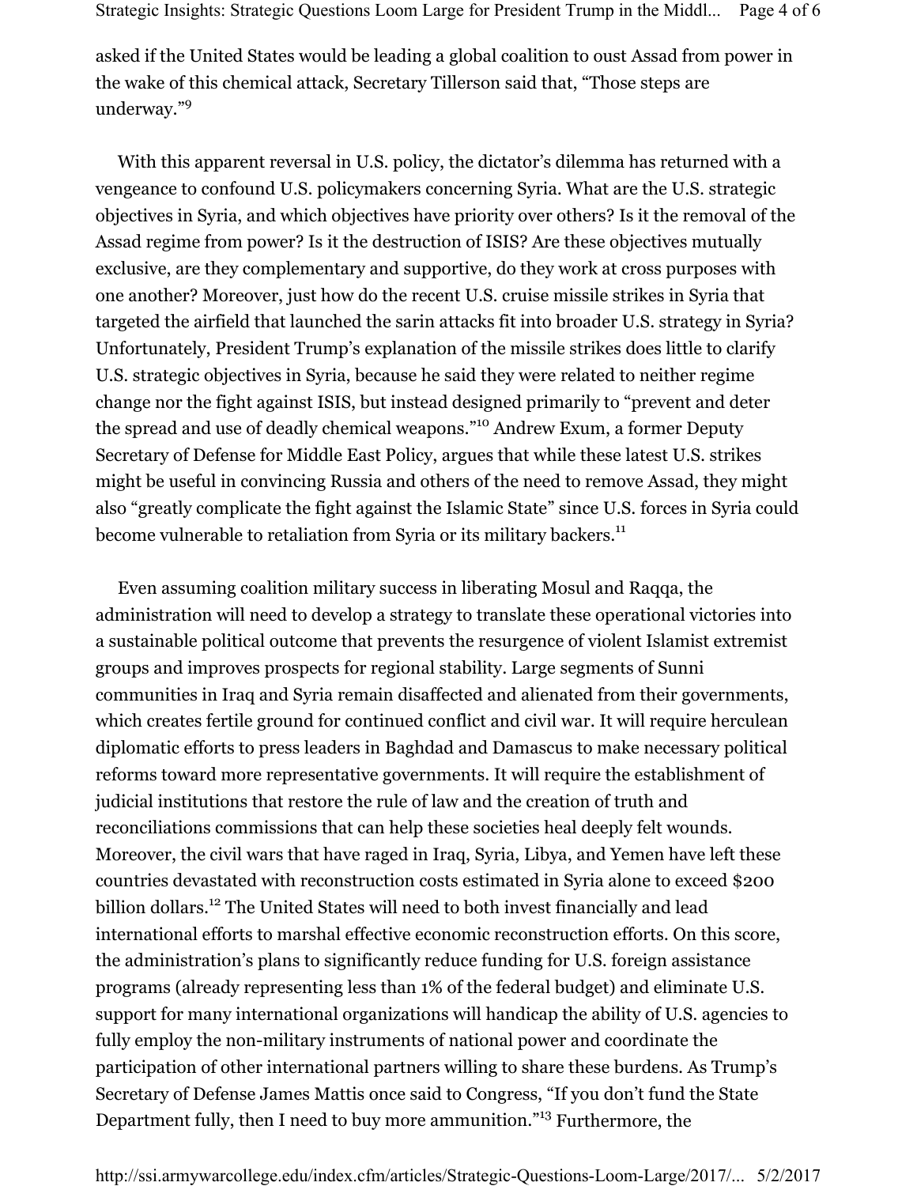asked if the United States would be leading a global coalition to oust Assad from power in the wake of this chemical attack, Secretary Tillerson said that, "Those steps are underway."[9]

With this apparent reversal in U.S. policy, the dictator's dilemma has returned with a vengeance to confound U.S. policymakers concerning Syria. What are the U.S. strategic objectives in Syria, and which objectives have priority over others? Is it the removal of the Assad regime from power? Is it the destruction of ISIS? Are these objectives mutually exclusive, are they complementary and supportive, do they work at cross purposes with one another? Moreover, just how do the recent U.S. cruise missile strikes in Syria that targeted the airfield that launched the sarin attacks fit into broader U.S. strategy in Syria? Unfortunately, President Trump's explanation of the missile strikes does little to clarify U.S. strategic objectives in Syria, because he said they were related to neither regime change nor the fight against ISIS, but instead designed primarily to "prevent and deter the spread and use of deadly chemical weapons."[10] Andrew Exum, a former Deputy Secretary of Defense for Middle East Policy, argues that while these latest U.S. strikes might be useful in convincing Russia and others of the need to remove Assad, they might also "greatly complicate the fight against the Islamic State" since U.S. forces in Syria could become vulnerable to retaliation from Syria or its military backers.[11]

Even assuming coalition military success in liberating Mosul and Raqqa, the administration will need to develop a strategy to translate these operational victories into a sustainable political outcome that prevents the resurgence of violent Islamist extremist groups and improves prospects for regional stability. Large segments of Sunni communities in Iraq and Syria remain disaffected and alienated from their governments, which creates fertile ground for continued conflict and civil war. It will require herculean diplomatic efforts to press leaders in Baghdad and Damascus to make necessary political reforms toward more representative governments. It will require the establishment of judicial institutions that restore the rule of law and the creation of truth and reconciliations commissions that can help these societies heal deeply felt wounds. Moreover, the civil wars that have raged in Iraq, Syria, Libya, and Yemen have left these countries devastated with reconstruction costs estimated in Syria alone to exceed $200 billion dollars.[12] The United States will need to both invest financially and lead international efforts to marshal effective economic reconstruction efforts. On this score, the administration's plans to significantly reduce funding for U.S. foreign assistance programs (already representing less than 1% of the federal budget) and eliminate U.S. support for many international organizations will handicap the ability of U.S. agencies to fully employ the non-military instruments of national power and coordinate the participation of other international partners willing to share these burdens. As Trump's Secretary of Defense James Mattis once said to Congress, "If you don't fund the State Department fully, then I need to buy more ammunition."[13] Furthermore, the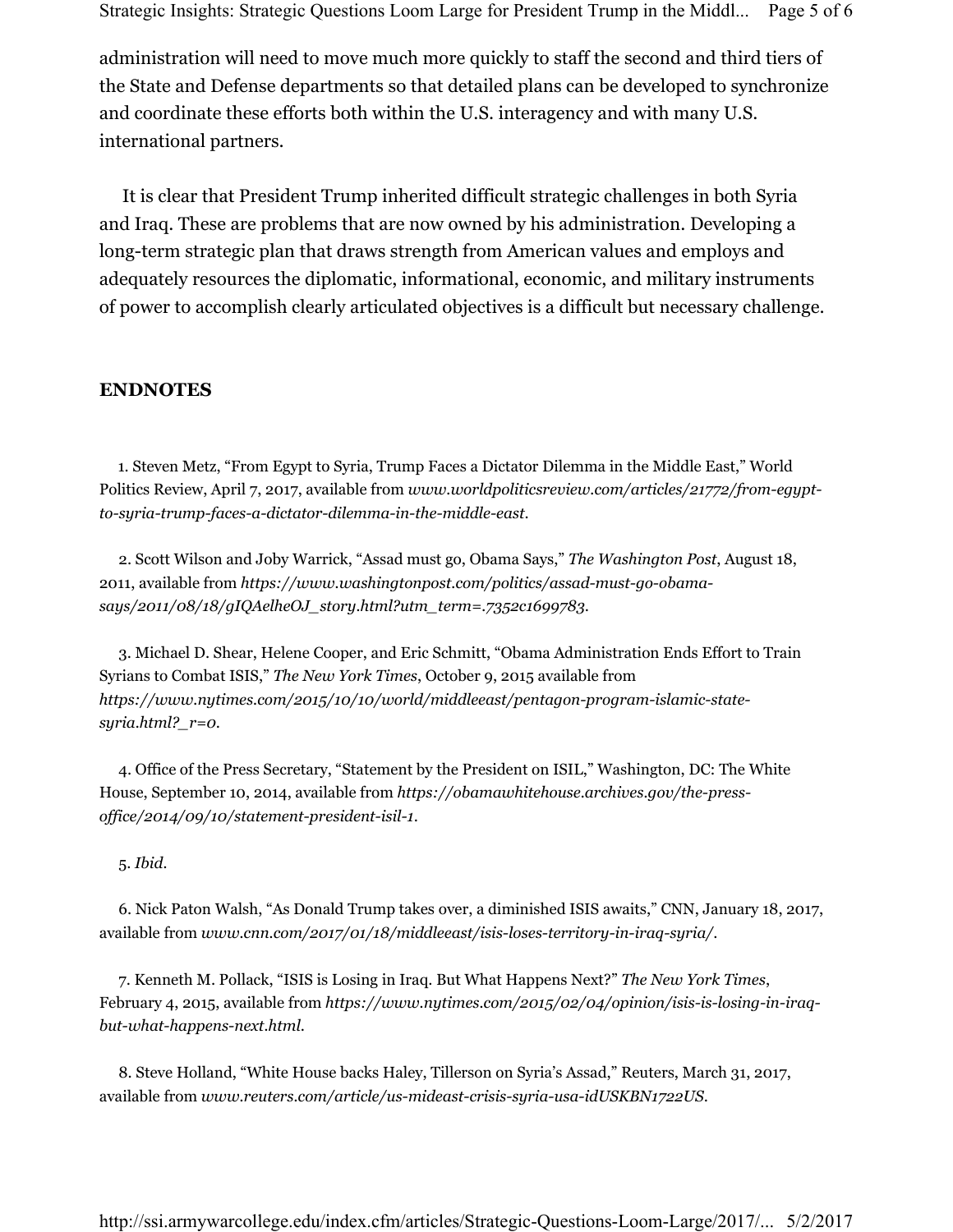administration will need to move much more quickly to staff the second and third tiers of the State and Defense departments so that detailed plans can be developed to synchronize and coordinate these efforts both within the U.S. interagency and with many U.S. international partners.

It is clear that President Trump inherited difficult strategic challenges in both Syria and Iraq. These are problems that are now owned by his administration. Developing a long-term strategic plan that draws strength from American values and employs and adequately resources the diplomatic, informational, economic, and military instruments of power to accomplish clearly articulated objectives is a difficult but necessary challenge.

## ENDNOTES

1. Steven Metz, "From Egypt to Syria, Trump Faces a Dictator Dilemma in the Middle East," World Politics Review, April 7, 2017, available from *www.worldpoliticsreview.com/articles/21772/from-egypt-to-syria-trump-faces-a-dictator-dilemma-in-the-middle-east*.

2. Scott Wilson and Joby Warrick, "Assad must go, Obama Says," *The Washington Post*, August 18, 2011, available from *https://www.washingtonpost.com/politics/assad-must-go-obama-says/2011/08/18/gIQAelheOJ_story.html?utm_term=.7352c1699783*.

3. Michael D. Shear, Helene Cooper, and Eric Schmitt, "Obama Administration Ends Effort to Train Syrians to Combat ISIS," *The New York Times*, October 9, 2015 available from *https://www.nytimes.com/2015/10/10/world/middleeast/pentagon-program-islamic-state-syria.html?_r=0*.

4. Office of the Press Secretary, "Statement by the President on ISIL," Washington, DC: The White House, September 10, 2014, available from *https://obamawhitehouse.archives.gov/the-press-office/2014/09/10/statement-president-isil-1*.

5. *Ibid*.

6. Nick Paton Walsh, "As Donald Trump takes over, a diminished ISIS awaits," CNN, January 18, 2017, available from *www.cnn.com/2017/01/18/middleeast/isis-loses-territory-in-iraq-syria/*.

7. Kenneth M. Pollack, "ISIS is Losing in Iraq. But What Happens Next?" *The New York Times*, February 4, 2015, available from *https://www.nytimes.com/2015/02/04/opinion/isis-is-losing-in-iraq-but-what-happens-next.html*.

8. Steve Holland, "White House backs Haley, Tillerson on Syria's Assad," Reuters, March 31, 2017, available from *www.reuters.com/article/us-mideast-crisis-syria-usa-idUSKBN1722US*.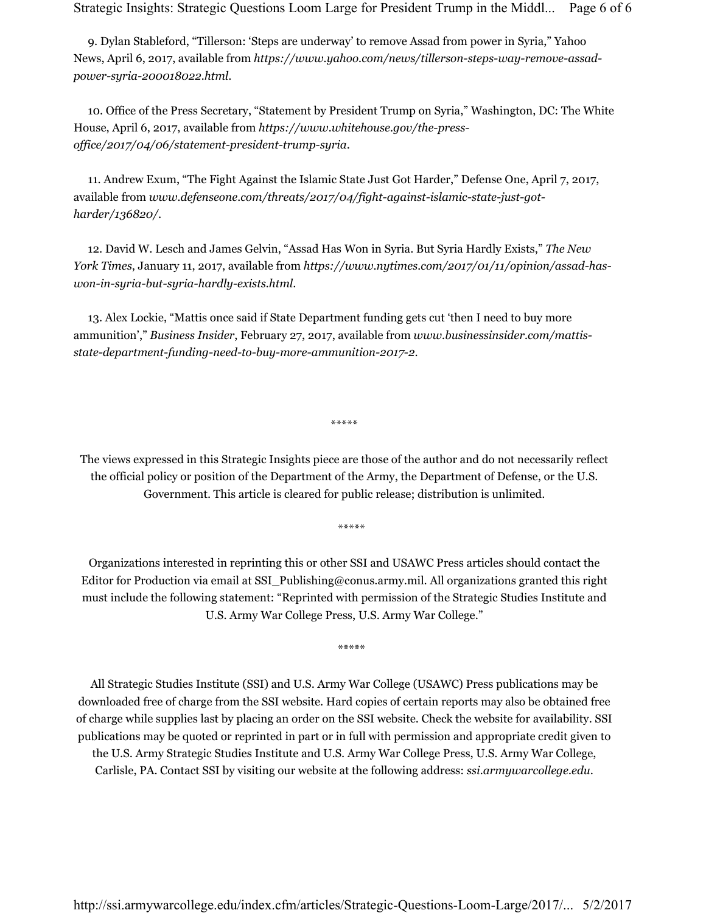9. Dylan Stableford, "Tillerson: 'Steps are underway' to remove Assad from power in Syria," Yahoo News, April 6, 2017, available from *https://www.yahoo.com/news/tillerson-steps-way-remove-assad-power-syria-200018022.html*.

10. Office of the Press Secretary, "Statement by President Trump on Syria," Washington, DC: The White House, April 6, 2017, available from *https://www.whitehouse.gov/the-press-office/2017/04/06/statement-president-trump-syria*.

11. Andrew Exum, "The Fight Against the Islamic State Just Got Harder," Defense One, April 7, 2017, available from *www.defenseone.com/threats/2017/04/fight-against-islamic-state-just-got-harder/136820/*.

12. David W. Lesch and James Gelvin, "Assad Has Won in Syria. But Syria Hardly Exists," *The New York Times*, January 11, 2017, available from *https://www.nytimes.com/2017/01/11/opinion/assad-has-won-in-syria-but-syria-hardly-exists.html*.

13. Alex Lockie, "Mattis once said if State Department funding gets cut 'then I need to buy more ammunition'," *Business Insider*, February 27, 2017, available from *www.businessinsider.com/mattis-state-department-funding-need-to-buy-more-ammunition-2017-2*.

*****

The views expressed in this Strategic Insights piece are those of the author and do not necessarily reflect the official policy or position of the Department of the Army, the Department of Defense, or the U.S. Government. This article is cleared for public release; distribution is unlimited.

*****

Organizations interested in reprinting this or other SSI and USAWC Press articles should contact the Editor for Production via email at SSI_Publishing@conus.army.mil. All organizations granted this right must include the following statement: "Reprinted with permission of the Strategic Studies Institute and U.S. Army War College Press, U.S. Army War College."

*****

All Strategic Studies Institute (SSI) and U.S. Army War College (USAWC) Press publications may be downloaded free of charge from the SSI website. Hard copies of certain reports may also be obtained free of charge while supplies last by placing an order on the SSI website. Check the website for availability. SSI publications may be quoted or reprinted in part or in full with permission and appropriate credit given to the U.S. Army Strategic Studies Institute and U.S. Army War College Press, U.S. Army War College, Carlisle, PA. Contact SSI by visiting our website at the following address: *ssi.armywarcollege.edu*.